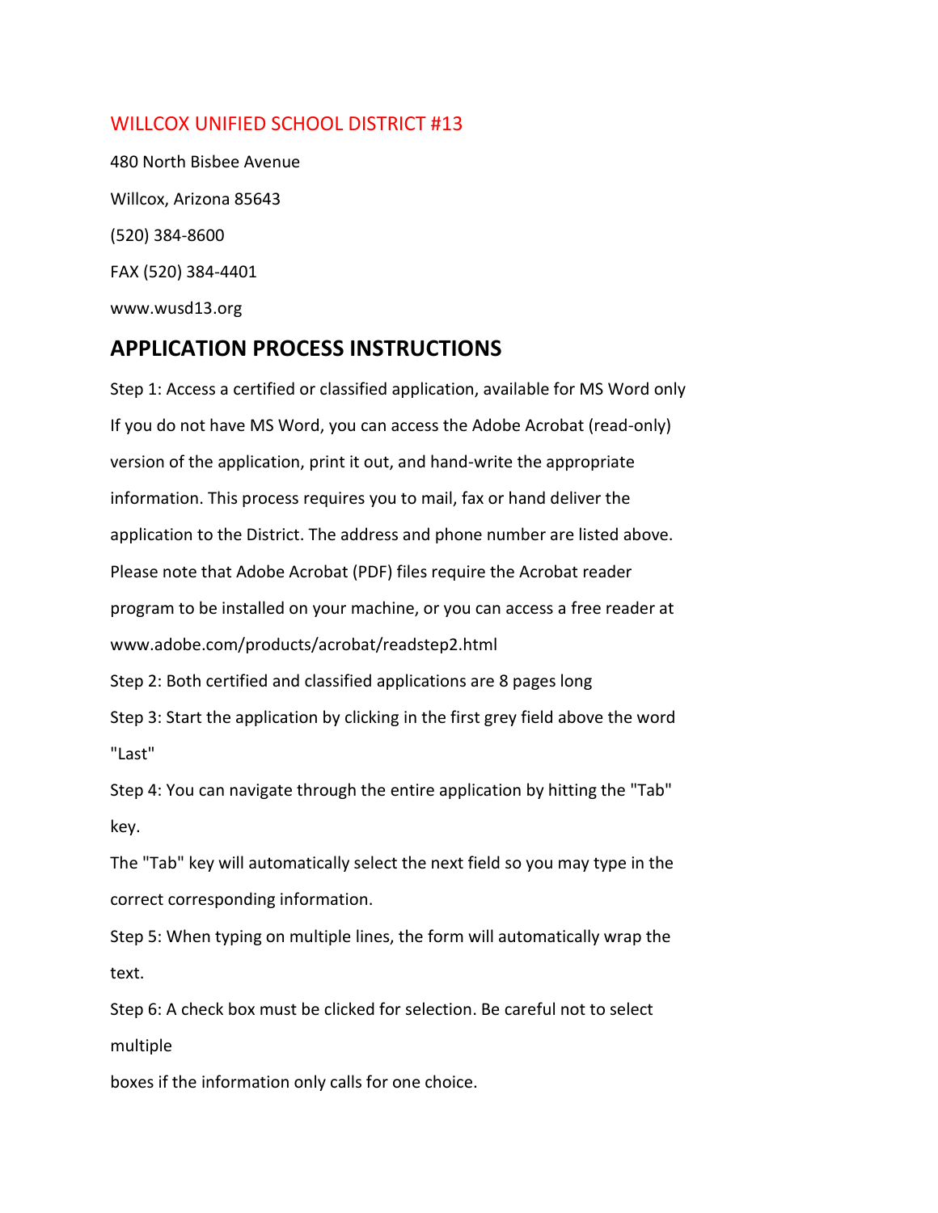WILLCOX UNIFIED SCHOOL DISTRICT #13

480 North Bisbee Avenue

Willcox, Arizona 85643

(520) 384-8600

FAX (520) 384-4401

www.wusd13.org

## APPLICATION PROCESS INSTRUCTIONS

Step 1: Access a certified or classified application, available for MS Word only

If you do not have MS Word, you can access the Adobe Acrobat (read-only) version of the application, print it out, and hand-write the appropriate information. This process requires you to mail, fax or hand deliver the application to the District. The address and phone number are listed above. Please note that Adobe Acrobat (PDF) files require the Acrobat reader program to be installed on your machine, or you can access a free reader at www.adobe.com/products/acrobat/readstep2.html

Step 2: Both certified and classified applications are 8 pages long

Step 3: Start the application by clicking in the first grey field above the word "Last"

Step 4: You can navigate through the entire application by hitting the "Tab" key.

The "Tab" key will automatically select the next field so you may type in the correct corresponding information.

Step 5: When typing on multiple lines, the form will automatically wrap the text.

Step 6: A check box must be clicked for selection. Be careful not to select multiple

boxes if the information only calls for one choice.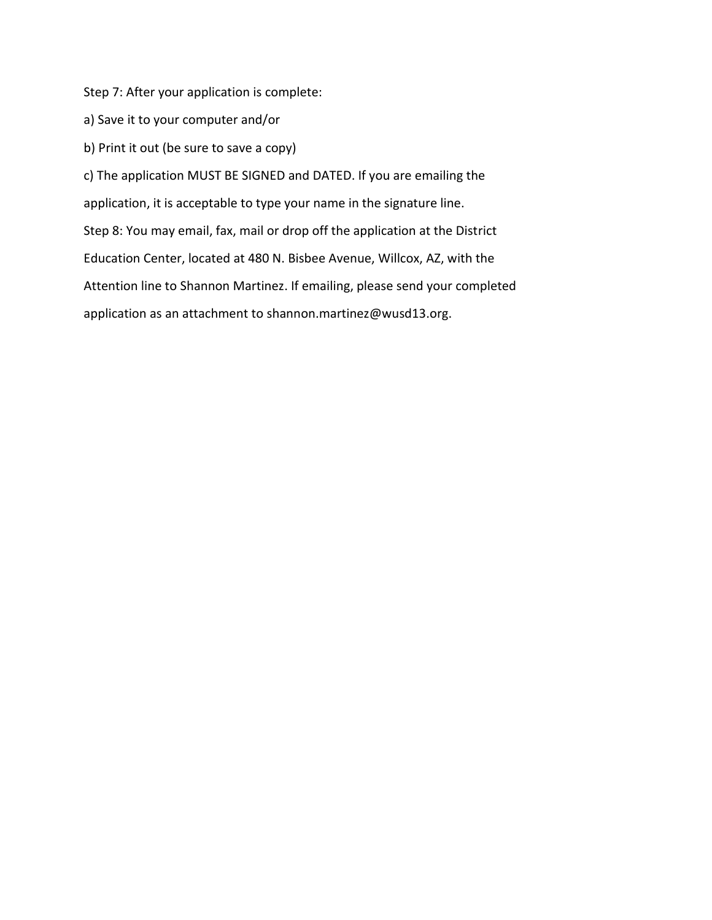Step 7: After your application is complete:

a) Save it to your computer and/or

b) Print it out (be sure to save a copy)

c) The application MUST BE SIGNED and DATED. If you are emailing the application, it is acceptable to type your name in the signature line.

Step 8: You may email, fax, mail or drop off the application at the District Education Center, located at 480 N. Bisbee Avenue, Willcox, AZ, with the Attention line to Shannon Martinez. If emailing, please send your completed application as an attachment to shannon.martinez@wusd13.org.